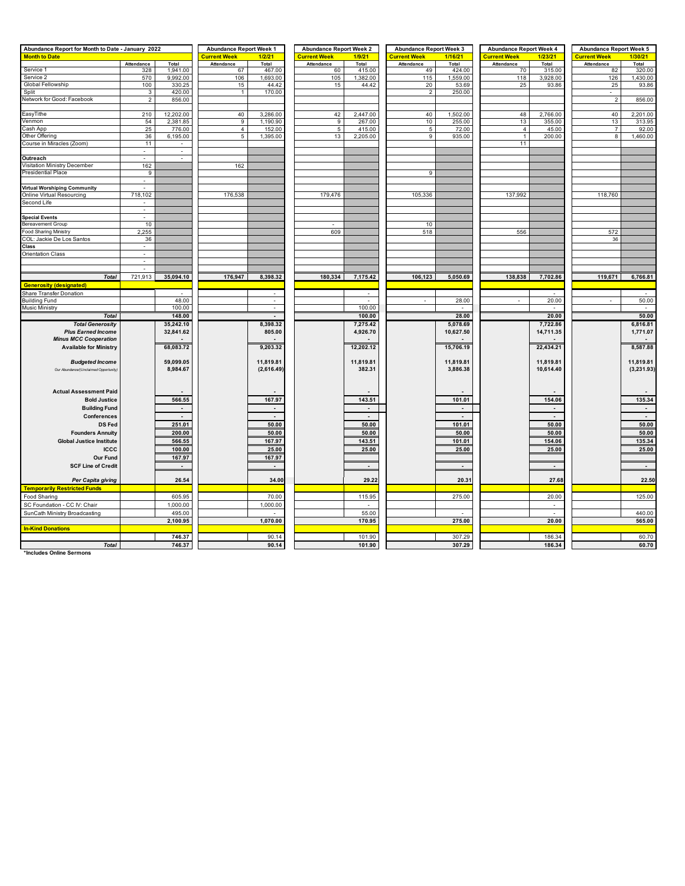| Abundance Report for Month to Date - January 2022 | | | Abundance Report Week 1 | | Abundance Report Week 2 | | Abundance Report Week 3 | | Abundance Report Week 4 | | Abundance Report Week 5 | |
|---|---|---|---|---|---|---|---|---|---|---|---|---|
| **Month to Date** | | | **Current Week** | **1/2/21** | **Current Week** | **1/9/21** | **Current Week** | **1/16/21** | **Current Week** | **1/23/21** | **Current Week** | **1/30/21** |
| | Attendance | Total | Attendance | Total | Attendance | Total | Attendance | Total | Attendance | Total | Attendance | Total |
| Service 1 | 328 | 1,941.00 | 67 | 467.00 | 60 | 415.00 | 49 | 424.00 | 70 | 315.00 | 82 | 320.00 |
| Service 2 | 570 | 9,992.00 | 106 | 1,693.00 | 105 | 1,382.00 | 115 | 1,559.00 | 118 | 3,928.00 | 126 | 1,430.00 |
| Global Fellowship | 100 | 330.25 | 15 | 44.42 | 15 | 44.42 | 20 | 53.69 | 25 | 93.86 | 25 | 93.86 |
| Split | 3 | 420.00 | 1 | 170.00 | | | 2 | 250.00 | | | - | |
| Network for Good: Facebook | 2 | 856.00 | | | | | | | | | 2 | 856.00 |
| | | | | | | | | | | | | |
| EasyTithe | 210 | 12,202.00 | 40 | 3,286.00 | 42 | 2,447.00 | 40 | 1,502.00 | 48 | 2,766.00 | 40 | 2,201.00 |
| Venmon | 54 | 2,381.85 | 9 | 1,190.90 | 9 | 267.00 | 10 | 255.00 | 13 | 355.00 | 13 | 313.95 |
| Cash App | 25 | 776.00 | 4 | 152.00 | 5 | 415.00 | 5 | 72.00 | 4 | 45.00 | 7 | 92.00 |
| Other Offering | 36 | 6,195.00 | 5 | 1,395.00 | 13 | 2,205.00 | 9 | 935.00 | 1 | 200.00 | 8 | 1,460.00 |
| Course in Miracles (Zoom) | 11 | - | | | | | | | 11 | | | |
| | - | - | | | | | | | | | | |
| **Outreach** | - | - | | | | | | | | | | |
| Visitation Ministry December | 162 | | 162 | | | | | | | | | |
| Presidential Place | 9 | | | | | | 9 | | | | | |
| | - | | | | | | | | | | | |
| **Virtual Worshiping Community** | - | | | | | | | | | | | |
| Online Virtual Resourcing | 718,102 | | 176,538 | | 179,476 | | 105,336 | | 137,992 | | 118,760 | |
| Second Life | - | | | | | | | | | | | |
| | - | | | | | | | | | | | |
| **Special Events** | - | | | | | | | | | | | |
| Bereavement Group | 10 | | | | - | | 10 | | | | | |
| Food Sharing Ministry | 2,255 | | | | 609 | | 518 | | 556 | | 572 | |
| COL: Jackie De Los Santos | 36 | | | | | | | | | | 36 | |
| **Class** | - | | | | | | | | | | | |
| Orientation Class | - | | | | | | | | | | | |
| | - | | | | | | | | | | | |
| | - | | | | | | | | | | | |
| ***Total*** | 721,913 | **35,094.10** | **176,947** | **8,398.32** | **180,334** | **7,175.42** | **106,123** | **5,050.69** | **138,838** | **7,702.86** | **119,671** | **6,766.81** |
| **Generosity (designated)** | | | | | | | | | | | | |
| Share Transfer Donation | | - | | - | | - | | | | - | | - |
| Building Fund | | 48.00 | | - | | - | - | 28.00 | - | 20.00 | - | 50.00 |
| Music Ministry | | 100.00 | | - | | 100.00 | | - | | - | | - |
| ***Total*** | | **148.00** | | **-** | | **100.00** | | **28.00** | | **20.00** | | **50.00** |
| ***Total Generosity*** | | **35,242.10** | | **8,398.32** | | **7,275.42** | | **5,078.69** | | **7,722.86** | | **6,816.81** |
| ***Plus Earned Income*** | | **32,841.62** | | **805.00** | | **4,926.70** | | **10,627.50** | | **14,711.35** | | **1,771.07** |
| ***Minus MCC Cooperation*** | | **-** | | **-** | | **-** | | **-** | | **-** | | **-** |
| **Available for Ministry** | | **68,083.72** | | **9,203.32** | | **12,202.12** | | **15,706.19** | | **22,434.21** | | **8,587.88** |
| | | | | | | | | | | | | |
| ***Budgeted Income*** | | **59,099.05** | | **11,819.81** | | **11,819.81** | | **11,819.81** | | **11,819.81** | | **11,819.81** |
| *Our Abundance/(Unclaimed Opportunity)* | | **8,984.67** | | **(2,616.49)** | | **382.31** | | **3,886.38** | | **10,614.40** | | **(3,231.93)** |
| | | | | | | | | | | | | |
| **Actual Assessment Paid** | | **-** | | **-** | | **-** | | **-** | | **-** | | **-** |
| **Bold Justice** | | **566.55** | | **167.97** | | **143.51** | | **101.01** | | **154.06** | | **135.34** |
| **Building Fund** | | **-** | | **-** | | **-** | | **-** | | **-** | | **-** |
| **Conferences** | | **-** | | **-** | | **-** | | **-** | | **-** | | **-** |
| **DS Fed** | | **251.01** | | **50.00** | | **50.00** | | **101.01** | | **50.00** | | **50.00** |
| **Founders Annuity** | | **200.00** | | **50.00** | | **50.00** | | **50.00** | | **50.00** | | **50.00** |
| **Global Justice Institute** | | **566.55** | | **167.97** | | **143.51** | | **101.01** | | **154.06** | | **135.34** |
| **ICCC** | | **100.00** | | **25.00** | | **25.00** | | **25.00** | | **25.00** | | **25.00** |
| **Our Fund** | | **167.97** | | **167.97** | | | | | | | | |
| **SCF Line of Credit** | | **-** | | **-** | | **-** | | **-** | | **-** | | **-** |
| | | | | | | | | | | | | |
| ***Per Capita giving*** | | **26.54** | | **34.00** | | **29.22** | | **20.31** | | **27.68** | | **22.50** |
| **Temporarily Restricted Funds** | | | | | | | | | | | | |
| Food Sharing | | 605.95 | | 70.00 | | 115.95 | | 275.00 | | 20.00 | | 125.00 |
| SC Foundation - CC IV: Chair | | 1,000.00 | | 1,000.00 | | - | | | | - | | - |
| SunCath Ministry Broadcasting | | 495.00 | | - | | 55.00 | | - | | - | | 440.00 |
| | | **2,100.95** | | **1,070.00** | | **170.95** | | **275.00** | | **20.00** | | **565.00** |
| **In-Kind Donations** | | | | | | | | | | | | |
| | | 746.37 | | 90.14 | | 101.90 | | 307.29 | | 186.34 | | 60.70 |
| ***Total*** | | **746.37** | | **90.14** | | **101.90** | | **307.29** | | **186.34** | | **60.70** |

*Includes Online Sermons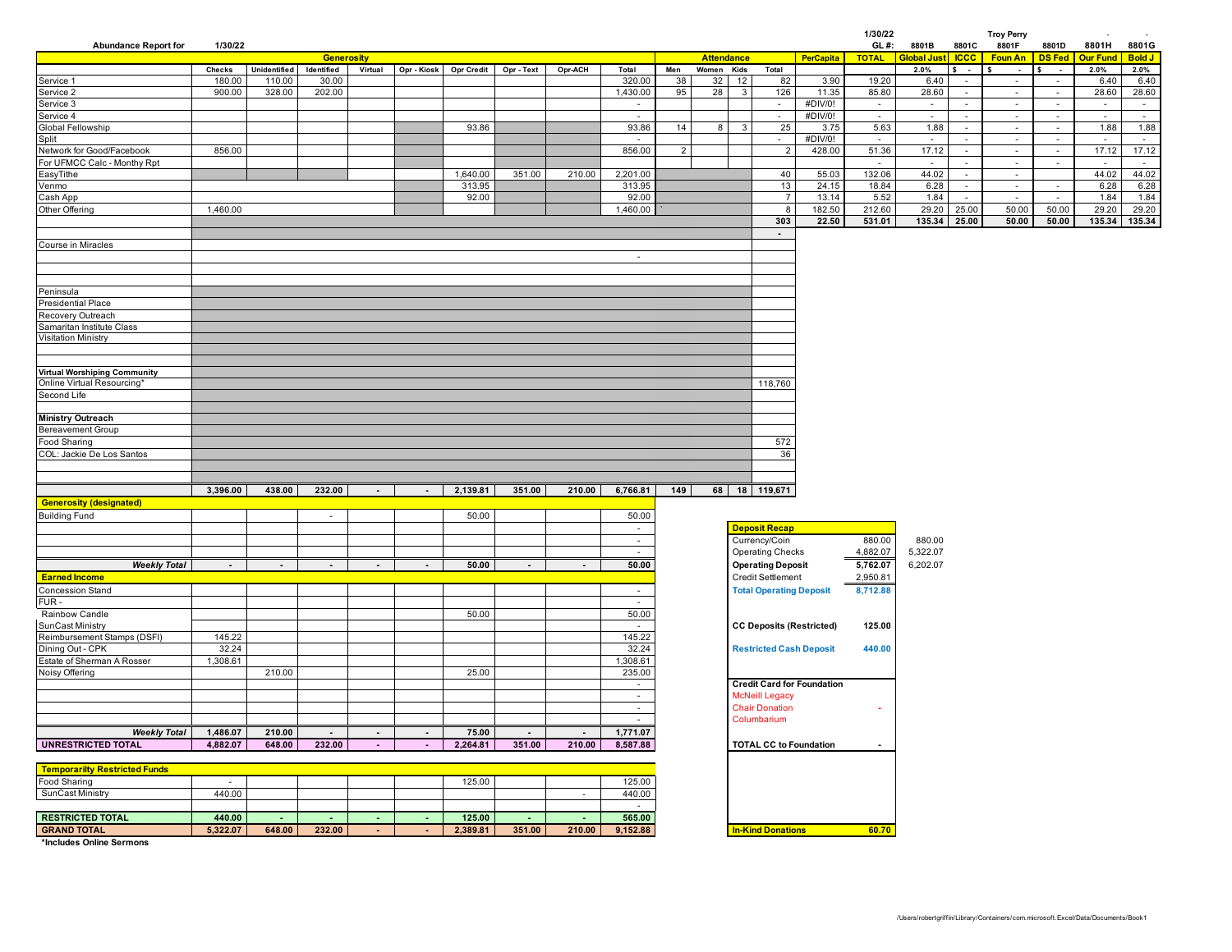**Abundance Report for** 1/30/22

| | Checks | Unidentified | Identified | Virtual | Opr - Kiosk | Opr Credit | Opr - Text | Opr-ACH | Total | Men | Women | Kids | Total | PerCapita | TOTAL | Global Just | ICCC | Foun An | DS Fed | Our Fund | Bold J |
|---|---|---|---|---|---|---|---|---|---|---|---|---|---|---|---|---|---|---|---|---|---|
| | **Generosity** | | | | | | | | | **Attendance** | | | | | 1/30/22 GL #: | 8801B | 8801C | Troy Perry 8801F | 8801D | - 8801H | - 8801G |
| | | | | | | | | | | | | | | | | 2.0% | $ - | $ - | $ - | 2.0% | 2.0% |
| Service 1 | 180.00 | 110.00 | 30.00 | | | | | | 320.00 | 38 | 32 | 12 | 82 | 3.90 | 19.20 | 6.40 | - | - | - | 6.40 | 6.40 |
| Service 2 | 900.00 | 328.00 | 202.00 | | | | | | 1,430.00 | 95 | 28 | 3 | 126 | 11.35 | 85.80 | 28.60 | - | - | - | 28.60 | 28.60 |
| Service 3 | | | | | | | | | - | | | | - | #DIV/0! | - | - | - | - | - | - | - |
| Service 4 | | | | | | | | | - | | | | - | #DIV/0! | - | - | - | - | - | - | - |
| Global Fellowship | | | | | | 93.86 | | | 93.86 | 14 | 8 | 3 | 25 | 3.75 | 5.63 | 1.88 | - | - | - | 1.88 | 1.88 |
| Split | | | | | | | | | - | | | | - | #DIV/0! | - | - | - | - | - | - | - |
| Network for Good/Facebook | 856.00 | | | | | | | | 856.00 | 2 | | | 2 | 428.00 | 51.36 | 17.12 | - | - | - | 17.12 | 17.12 |
| For UFMCC Calc - Monthy Rpt | | | | | | | | | | | | | | | - | - | - | - | - | - | - |
| EasyTithe | | | | | | 1,640.00 | 351.00 | 210.00 | 2,201.00 | | | | 40 | 55.03 | 132.06 | 44.02 | - | - | | 44.02 | 44.02 |
| Venmo | | | | | | 313.95 | | | 313.95 | | | | 13 | 24.15 | 18.84 | 6.28 | - | - | - | 6.28 | 6.28 |
| Cash App | | | | | | 92.00 | | | 92.00 | | | | 7 | 13.14 | 5.52 | 1.84 | - | - | - | 1.84 | 1.84 |
| Other Offering | 1,460.00 | | | | | | | | 1,460.00 | | | | 8 | 182.50 | 212.60 | 29.20 | 25.00 | 50.00 | 50.00 | 29.20 | 29.20 |
| | | | | | | | | | | | | | **303** | **22.50** | **531.01** | **135.34** | **25.00** | **50.00** | **50.00** | **135.34** | **135.34** |
| | | | | | | | | | | | | | - | | | | | | | | |
| Course in Miracles | | | | | | | | | | | | | | | | | | | | | |
| | | | | | | | | | - | | | | | | | | | | | | |
| Peninsula | | | | | | | | | | | | | | | | | | | | | |
| Presidential Place | | | | | | | | | | | | | | | | | | | | | |
| Recovery Outreach | | | | | | | | | | | | | | | | | | | | | |
| Samaritan Institute Class | | | | | | | | | | | | | | | | | | | | | |
| Visitation Ministry | | | | | | | | | | | | | | | | | | | | | |
| **Virtual Worshiping Community** | | | | | | | | | | | | | | | | | | | | | |
| Online Virtual Resourcing* | | | | | | | | | | | | | 118,760 | | | | | | | | |
| Second Life | | | | | | | | | | | | | | | | | | | | | |
| **Ministry Outreach** | | | | | | | | | | | | | | | | | | | | | |
| Bereavement Group | | | | | | | | | | | | | | | | | | | | | |
| Food Sharing | | | | | | | | | | | | | 572 | | | | | | | | |
| COL: Jackie De Los Santos | | | | | | | | | | | | | 36 | | | | | | | | |
| | **3,396.00** | **438.00** | **232.00** | **-** | **-** | **2,139.81** | **351.00** | **210.00** | **6,766.81** | **149** | **68** | **18** | **119,671** | | | | | | | | |

| | Checks | Unidentified | Identified | Virtual | Opr - Kiosk | Opr Credit | Opr - Text | Opr-ACH | Total |
|---|---|---|---|---|---|---|---|---|---|
| **Generosity (designated)** | | | | | | | | | |
| Building Fund | | | - | | | 50.00 | | | 50.00 |
| | | | | | | | | | - |
| | | | | | | | | | - |
| | | | | | | | | | - |
| ***Weekly Total*** | **-** | **-** | **-** | **-** | **-** | **50.00** | **-** | **-** | **50.00** |
| **Earned Income** | | | | | | | | | |
| Concession Stand | | | | | | | | | - |
| FUR - | | | | | | | | | - |
| Rainbow Candle | | | | | | 50.00 | | | 50.00 |
| SunCast Ministry | | | | | | | | | - |
| Reimbursement Stamps (DSFI) | 145.22 | | | | | | | | 145.22 |
| Dining Out - CPK | 32.24 | | | | | | | | 32.24 |
| Estate of Sherman A Rosser | 1,308.61 | | | | | | | | 1,308.61 |
| Noisy Offering | | 210.00 | | | | 25.00 | | | 235.00 |
| | | | | | | | | | - |
| | | | | | | | | | - |
| | | | | | | | | | - |
| | | | | | | | | | - |
| ***Weekly Total*** | **1,486.07** | **210.00** | **-** | **-** | **-** | **75.00** | **-** | **-** | **1,771.07** |
| **UNRESTRICTED TOTAL** | **4,882.07** | **648.00** | **232.00** | **-** | **-** | **2,264.81** | **351.00** | **210.00** | **8,587.88** |
| **Temporarilty Restricted Funds** | | | | | | | | | |
| Food Sharing | - | | | | | 125.00 | | | 125.00 |
| SunCast Ministry | 440.00 | | | | | | | - | 440.00 |
| | | | | | | | | | - |
| **RESTRICTED TOTAL** | **440.00** | **-** | **-** | **-** | **-** | **125.00** | **-** | **-** | **565.00** |
| **GRAND TOTAL** | **5,322.07** | **648.00** | **232.00** | **-** | **-** | **2,389.81** | **351.00** | **210.00** | **9,152.88** |

***Includes Online Sermons**

| **Deposit Recap** | | |
|---|---|---|
| Currency/Coin | 880.00 | 880.00 |
| Operating Checks | 4,882.07 | 5,322.07 |
| **Operating Deposit** | **5,762.07** | 6,202.07 |
| Credit Settlement | 2,950.81 | |
| **Total Operating Deposit** | **8,712.88** | |
| **CC Deposits (Restricted)** | **125.00** | |
| **Restricted Cash Deposit** | **440.00** | |
| **Credit Card for Foundation** | | |
| McNeill Legacy | | |
| Chair Donation | - | |
| Columbarium | | |
| **TOTAL CC to Foundation** | **-** | |
| **In-Kind Donations** | **60.70** | |